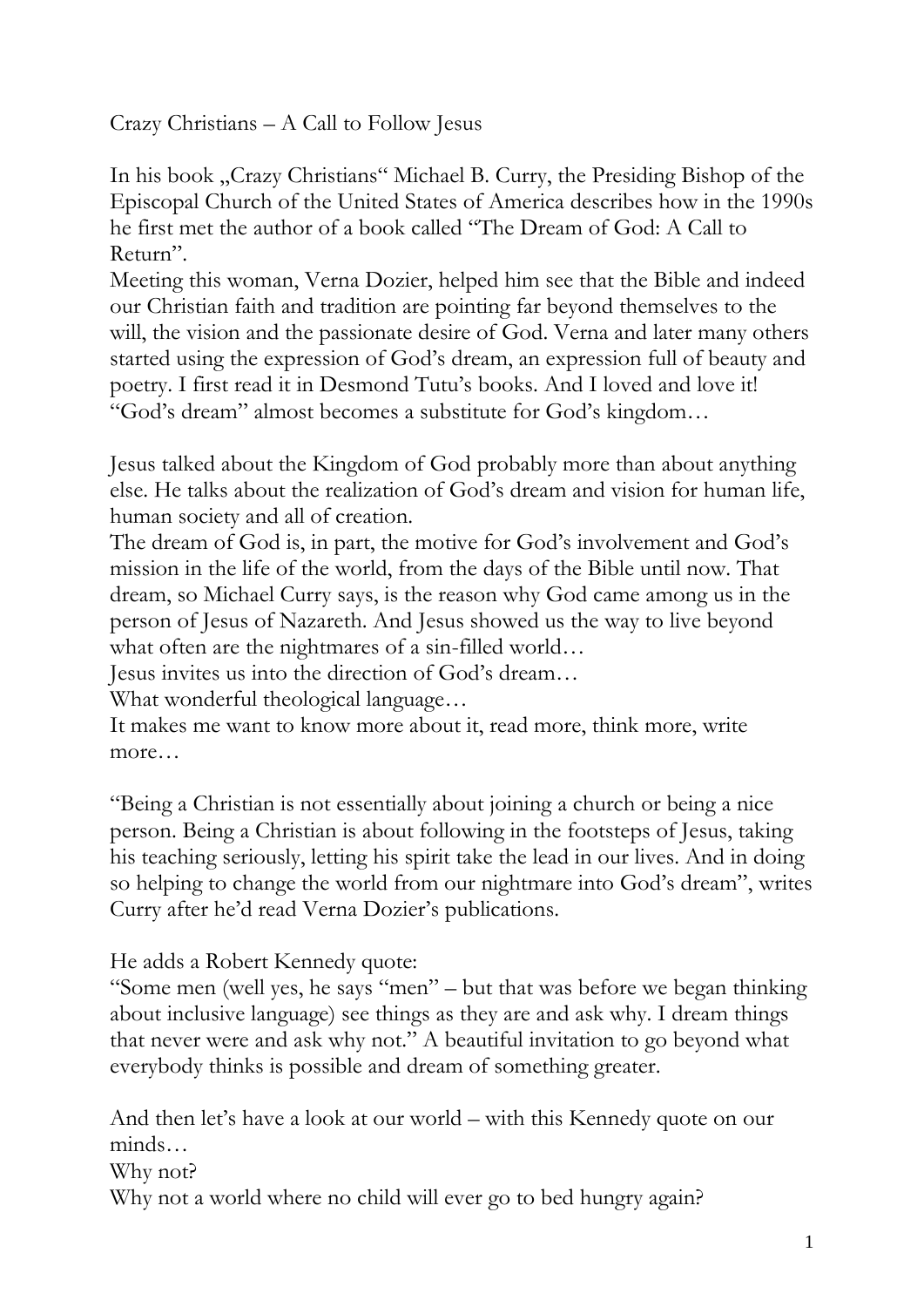# Crazy Christians – A Call to Follow Jesus

In his book „Crazy Christians" Michael B. Curry, the Presiding Bishop of the Episcopal Church of the United States of America describes how in the 1990s he first met the author of a book called "The Dream of God: A Call to Return".
Meeting this woman, Verna Dozier, helped him see that the Bible and indeed our Christian faith and tradition are pointing far beyond themselves to the will, the vision and the passionate desire of God. Verna and later many others started using the expression of God's dream, an expression full of beauty and poetry. I first read it in Desmond Tutu's books. And I loved and love it! "God's dream" almost becomes a substitute for God's kingdom…

Jesus talked about the Kingdom of God probably more than about anything else. He talks about the realization of God's dream and vision for human life, human society and all of creation.
The dream of God is, in part, the motive for God's involvement and God's mission in the life of the world, from the days of the Bible until now. That dream, so Michael Curry says, is the reason why God came among us in the person of Jesus of Nazareth. And Jesus showed us the way to live beyond what often are the nightmares of a sin-filled world…
Jesus invites us into the direction of God's dream…
What wonderful theological language…
It makes me want to know more about it, read more, think more, write more…

"Being a Christian is not essentially about joining a church or being a nice person. Being a Christian is about following in the footsteps of Jesus, taking his teaching seriously, letting his spirit take the lead in our lives. And in doing so helping to change the world from our nightmare into God's dream", writes Curry after he'd read Verna Dozier's publications.

He adds a Robert Kennedy quote:
"Some men (well yes, he says "men" – but that was before we began thinking about inclusive language) see things as they are and ask why. I dream things that never were and ask why not." A beautiful invitation to go beyond what everybody thinks is possible and dream of something greater.

And then let's have a look at our world – with this Kennedy quote on our minds…
Why not?
Why not a world where no child will ever go to bed hungry again?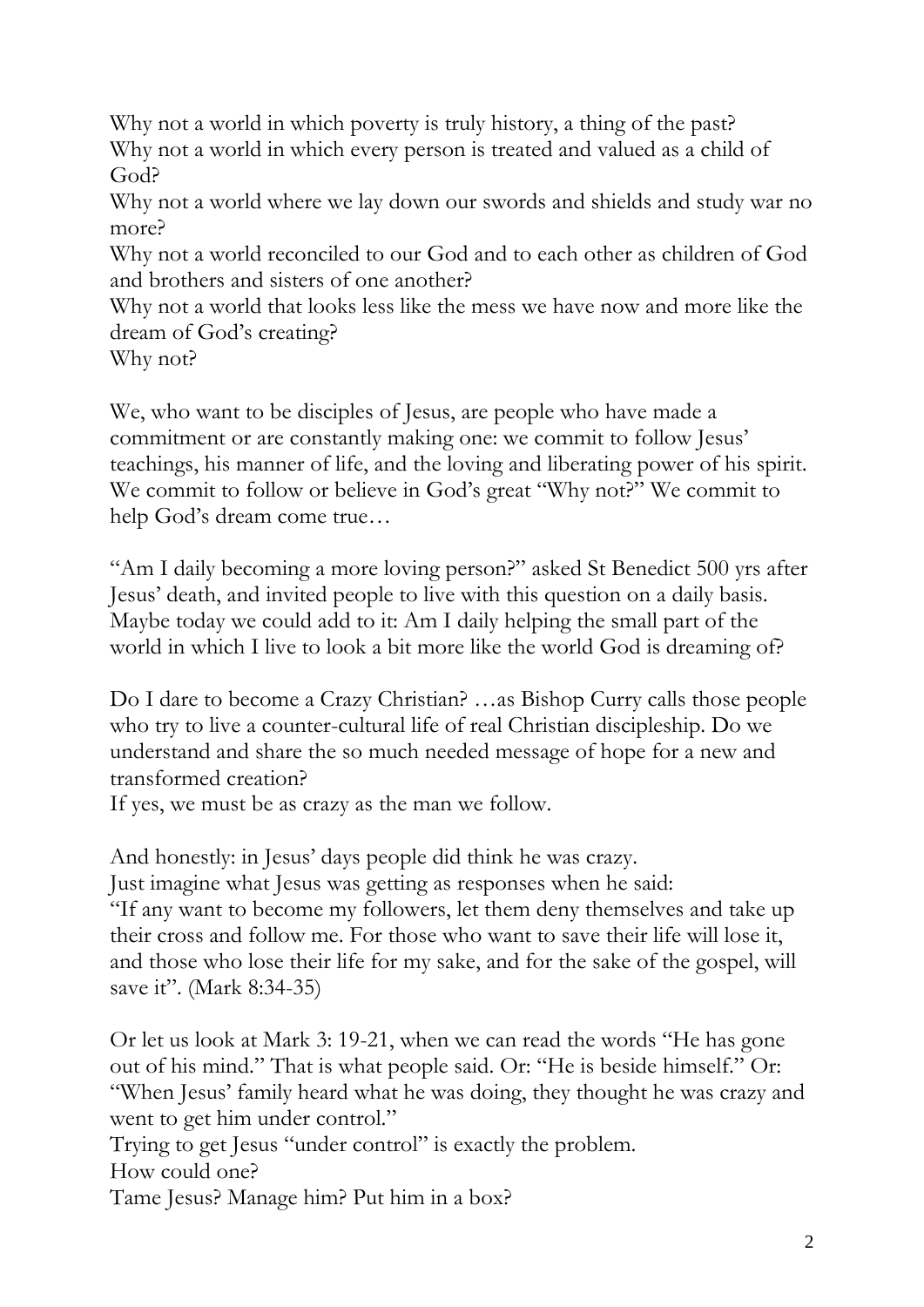Why not a world in which poverty is truly history, a thing of the past?
Why not a world in which every person is treated and valued as a child of God?
Why not a world where we lay down our swords and shields and study war no more?
Why not a world reconciled to our God and to each other as children of God and brothers and sisters of one another?
Why not a world that looks less like the mess we have now and more like the dream of God's creating?
Why not?

We, who want to be disciples of Jesus, are people who have made a commitment or are constantly making one: we commit to follow Jesus' teachings, his manner of life, and the loving and liberating power of his spirit. We commit to follow or believe in God's great "Why not?" We commit to help God's dream come true…

"Am I daily becoming a more loving person?" asked St Benedict 500 yrs after Jesus' death, and invited people to live with this question on a daily basis. Maybe today we could add to it: Am I daily helping the small part of the world in which I live to look a bit more like the world God is dreaming of?

Do I dare to become a Crazy Christian? …as Bishop Curry calls those people who try to live a counter-cultural life of real Christian discipleship. Do we understand and share the so much needed message of hope for a new and transformed creation?
If yes, we must be as crazy as the man we follow.

And honestly: in Jesus' days people did think he was crazy.
Just imagine what Jesus was getting as responses when he said:
"If any want to become my followers, let them deny themselves and take up their cross and follow me. For those who want to save their life will lose it, and those who lose their life for my sake, and for the sake of the gospel, will save it". (Mark 8:34-35)

Or let us look at Mark 3: 19-21, when we can read the words "He has gone out of his mind." That is what people said. Or: "He is beside himself." Or: "When Jesus' family heard what he was doing, they thought he was crazy and went to get him under control."
Trying to get Jesus "under control" is exactly the problem.
How could one?
Tame Jesus? Manage him? Put him in a box?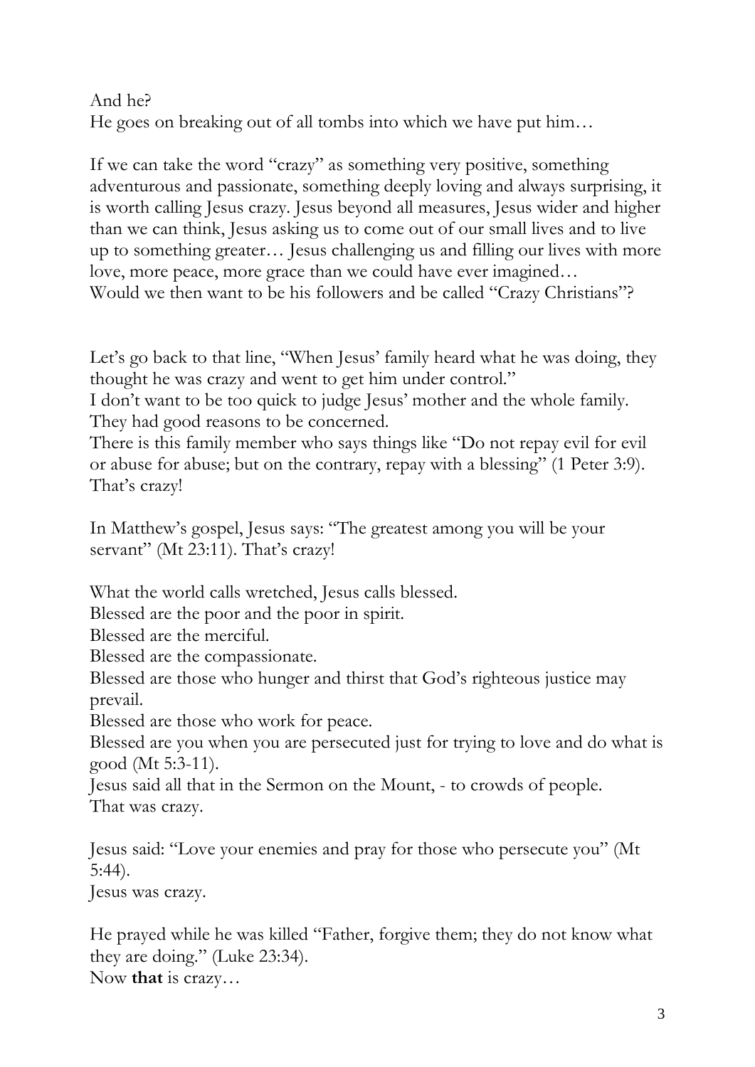And he?
He goes on breaking out of all tombs into which we have put him…

If we can take the word "crazy" as something very positive, something adventurous and passionate, something deeply loving and always surprising, it is worth calling Jesus crazy. Jesus beyond all measures, Jesus wider and higher than we can think, Jesus asking us to come out of our small lives and to live up to something greater… Jesus challenging us and filling our lives with more love, more peace, more grace than we could have ever imagined…
Would we then want to be his followers and be called "Crazy Christians"?

Let's go back to that line, "When Jesus' family heard what he was doing, they thought he was crazy and went to get him under control."
I don't want to be too quick to judge Jesus' mother and the whole family. They had good reasons to be concerned.
There is this family member who says things like "Do not repay evil for evil or abuse for abuse; but on the contrary, repay with a blessing" (1 Peter 3:9). That's crazy!

In Matthew's gospel, Jesus says: "The greatest among you will be your servant" (Mt 23:11). That's crazy!

What the world calls wretched, Jesus calls blessed.
Blessed are the poor and the poor in spirit.
Blessed are the merciful.
Blessed are the compassionate.
Blessed are those who hunger and thirst that God's righteous justice may prevail.
Blessed are those who work for peace.
Blessed are you when you are persecuted just for trying to love and do what is good (Mt 5:3-11).
Jesus said all that in the Sermon on the Mount, - to crowds of people.
That was crazy.

Jesus said: "Love your enemies and pray for those who persecute you" (Mt 5:44).
Jesus was crazy.

He prayed while he was killed "Father, forgive them; they do not know what they are doing." (Luke 23:34).
Now **that** is crazy…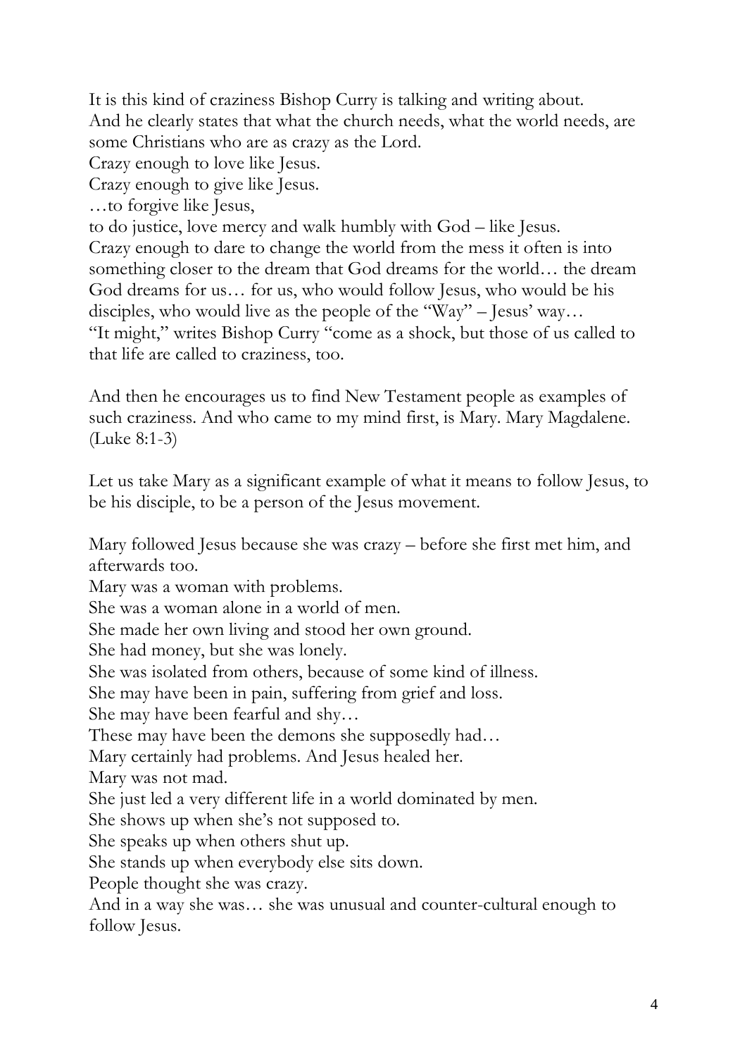It is this kind of craziness Bishop Curry is talking and writing about.
And he clearly states that what the church needs, what the world needs, are some Christians who are as crazy as the Lord.
Crazy enough to love like Jesus.
Crazy enough to give like Jesus.
…to forgive like Jesus,
to do justice, love mercy and walk humbly with God – like Jesus.
Crazy enough to dare to change the world from the mess it often is into something closer to the dream that God dreams for the world… the dream God dreams for us… for us, who would follow Jesus, who would be his disciples, who would live as the people of the "Way" – Jesus' way…
"It might," writes Bishop Curry "come as a shock, but those of us called to that life are called to craziness, too.

And then he encourages us to find New Testament people as examples of such craziness. And who came to my mind first, is Mary. Mary Magdalene. (Luke 8:1-3)

Let us take Mary as a significant example of what it means to follow Jesus, to be his disciple, to be a person of the Jesus movement.

Mary followed Jesus because she was crazy – before she first met him, and afterwards too.
Mary was a woman with problems.
She was a woman alone in a world of men.
She made her own living and stood her own ground.
She had money, but she was lonely.
She was isolated from others, because of some kind of illness.
She may have been in pain, suffering from grief and loss.
She may have been fearful and shy…
These may have been the demons she supposedly had…
Mary certainly had problems. And Jesus healed her.
Mary was not mad.
She just led a very different life in a world dominated by men.
She shows up when she's not supposed to.
She speaks up when others shut up.
She stands up when everybody else sits down.
People thought she was crazy.
And in a way she was… she was unusual and counter-cultural enough to follow Jesus.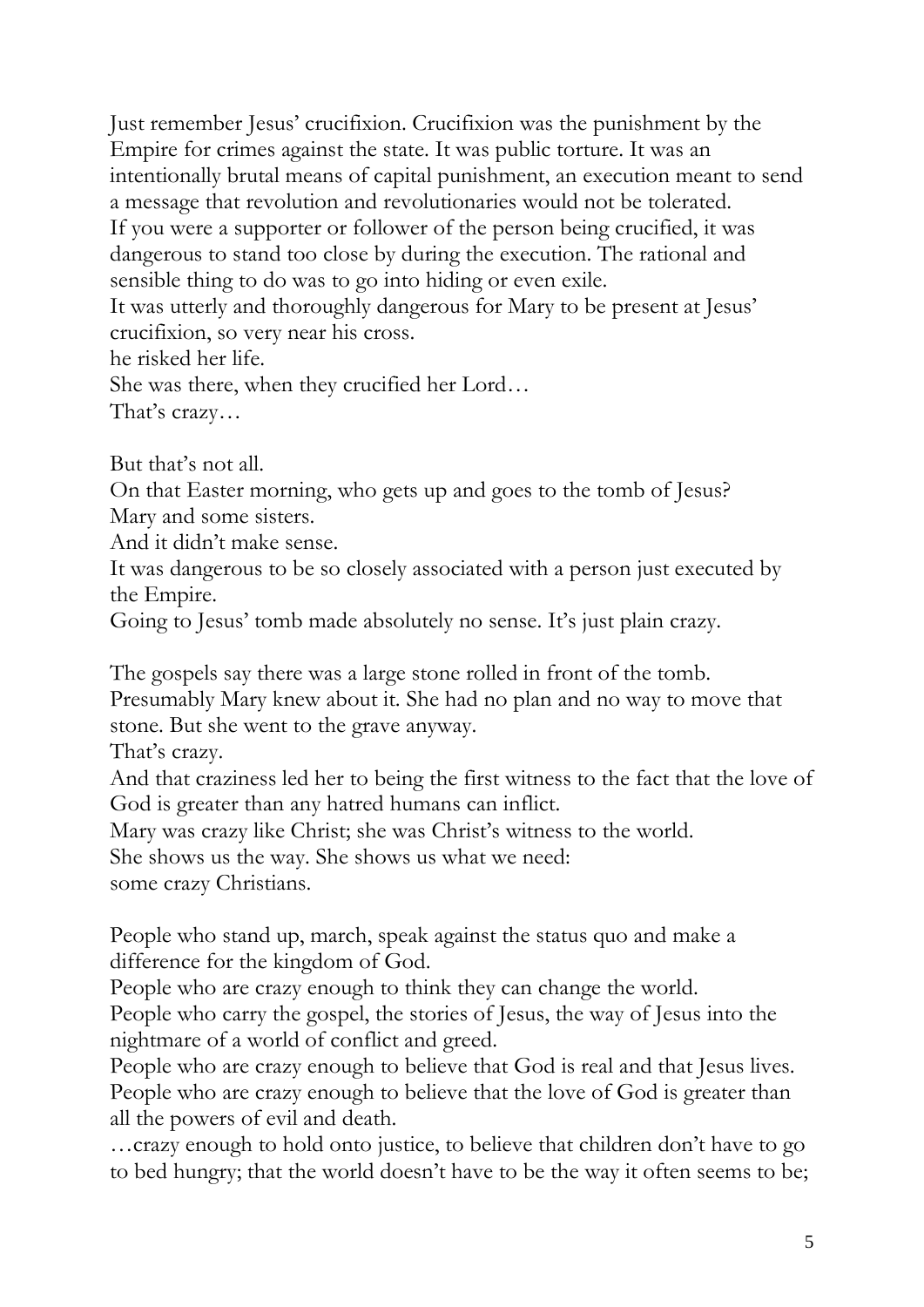Just remember Jesus' crucifixion. Crucifixion was the punishment by the Empire for crimes against the state. It was public torture. It was an intentionally brutal means of capital punishment, an execution meant to send a message that revolution and revolutionaries would not be tolerated.
If you were a supporter or follower of the person being crucified, it was dangerous to stand too close by during the execution. The rational and sensible thing to do was to go into hiding or even exile.
It was utterly and thoroughly dangerous for Mary to be present at Jesus' crucifixion, so very near his cross.
he risked her life.
She was there, when they crucified her Lord…
That's crazy…

But that's not all.
On that Easter morning, who gets up and goes to the tomb of Jesus?
Mary and some sisters.
And it didn't make sense.
It was dangerous to be so closely associated with a person just executed by the Empire.
Going to Jesus' tomb made absolutely no sense. It's just plain crazy.

The gospels say there was a large stone rolled in front of the tomb.
Presumably Mary knew about it. She had no plan and no way to move that stone. But she went to the grave anyway.
That's crazy.
And that craziness led her to being the first witness to the fact that the love of God is greater than any hatred humans can inflict.
Mary was crazy like Christ; she was Christ's witness to the world.
She shows us the way. She shows us what we need:
some crazy Christians.

People who stand up, march, speak against the status quo and make a difference for the kingdom of God.
People who are crazy enough to think they can change the world.
People who carry the gospel, the stories of Jesus, the way of Jesus into the nightmare of a world of conflict and greed.
People who are crazy enough to believe that God is real and that Jesus lives.
People who are crazy enough to believe that the love of God is greater than all the powers of evil and death.
…crazy enough to hold onto justice, to believe that children don't have to go to bed hungry; that the world doesn't have to be the way it often seems to be;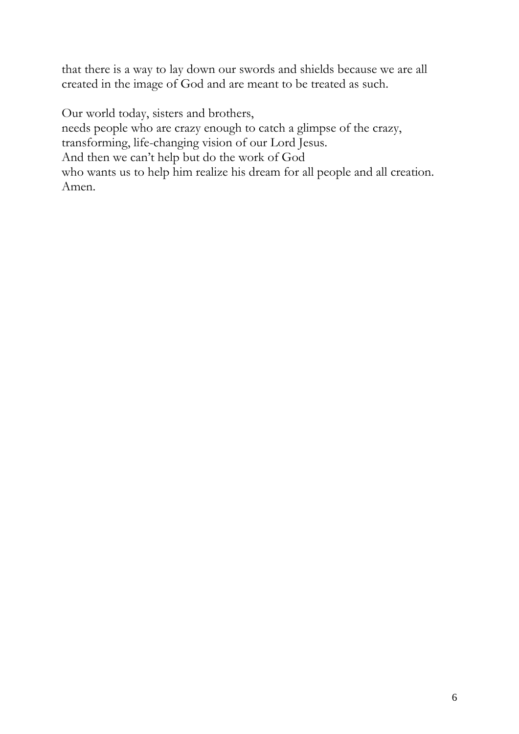that there is a way to lay down our swords and shields because we are all created in the image of God and are meant to be treated as such.

Our world today, sisters and brothers,
needs people who are crazy enough to catch a glimpse of the crazy, transforming, life-changing vision of our Lord Jesus.
And then we can't help but do the work of God
who wants us to help him realize his dream for all people and all creation.
Amen.